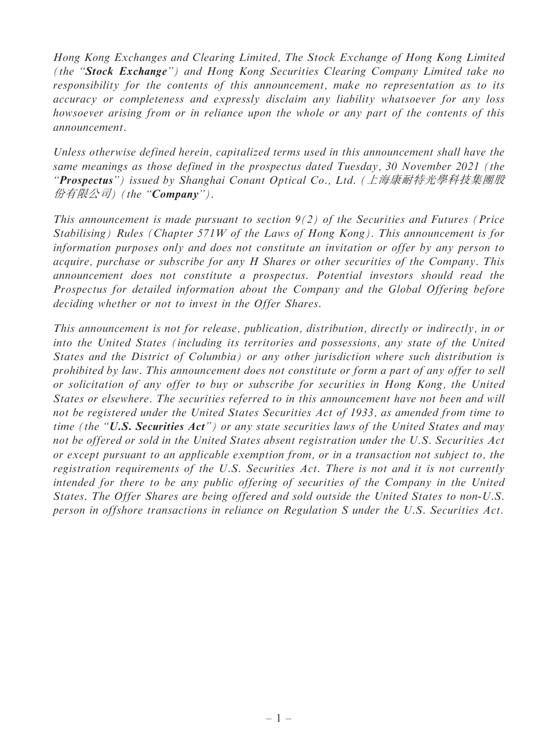*Hong Kong Exchanges and Clearing Limited, The Stock Exchange of Hong Kong Limited (the "**Stock Exchange**") and Hong Kong Securities Clearing Company Limited take no responsibility for the contents of this announcement, make no representation as to its accuracy or completeness and expressly disclaim any liability whatsoever for any loss howsoever arising from or in reliance upon the whole or any part of the contents of this announcement.*

*Unless otherwise defined herein, capitalized terms used in this announcement shall have the same meanings as those defined in the prospectus dated Tuesday, 30 November 2021 (the "**Prospectus**") issued by Shanghai Conant Optical Co., Ltd. (上海康耐特光學科技集團股份有限公司) (the "**Company**").*

*This announcement is made pursuant to section 9(2) of the Securities and Futures (Price Stabilising) Rules (Chapter 571W of the Laws of Hong Kong). This announcement is for information purposes only and does not constitute an invitation or offer by any person to acquire, purchase or subscribe for any H Shares or other securities of the Company. This announcement does not constitute a prospectus. Potential investors should read the Prospectus for detailed information about the Company and the Global Offering before deciding whether or not to invest in the Offer Shares.*

*This announcement is not for release, publication, distribution, directly or indirectly, in or into the United States (including its territories and possessions, any state of the United States and the District of Columbia) or any other jurisdiction where such distribution is prohibited by law. This announcement does not constitute or form a part of any offer to sell or solicitation of any offer to buy or subscribe for securities in Hong Kong, the United States or elsewhere. The securities referred to in this announcement have not been and will not be registered under the United States Securities Act of 1933, as amended from time to time (the "**U.S. Securities Act**") or any state securities laws of the United States and may not be offered or sold in the United States absent registration under the U.S. Securities Act or except pursuant to an applicable exemption from, or in a transaction not subject to, the registration requirements of the U.S. Securities Act. There is not and it is not currently intended for there to be any public offering of securities of the Company in the United States. The Offer Shares are being offered and sold outside the United States to non-U.S. person in offshore transactions in reliance on Regulation S under the U.S. Securities Act.*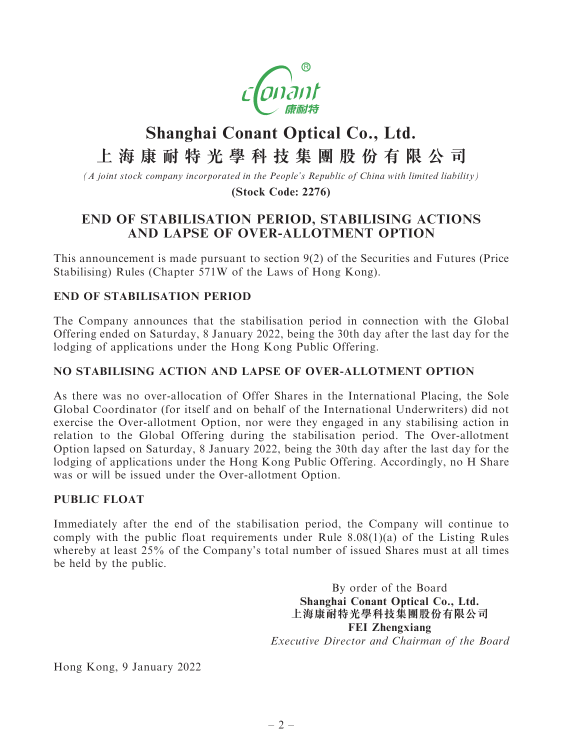# Shanghai Conant Optical Co., Ltd.

# 上海康耐特光學科技集團股份有限公司

*(A joint stock company incorporated in the People's Republic of China with limited liability)*

**(Stock Code: 2276)**

## END OF STABILISATION PERIOD, STABILISING ACTIONS AND LAPSE OF OVER-ALLOTMENT OPTION

This announcement is made pursuant to section 9(2) of the Securities and Futures (Price Stabilising) Rules (Chapter 571W of the Laws of Hong Kong).

### END OF STABILISATION PERIOD

The Company announces that the stabilisation period in connection with the Global Offering ended on Saturday, 8 January 2022, being the 30th day after the last day for the lodging of applications under the Hong Kong Public Offering.

### NO STABILISING ACTION AND LAPSE OF OVER-ALLOTMENT OPTION

As there was no over-allocation of Offer Shares in the International Placing, the Sole Global Coordinator (for itself and on behalf of the International Underwriters) did not exercise the Over-allotment Option, nor were they engaged in any stabilising action in relation to the Global Offering during the stabilisation period. The Over-allotment Option lapsed on Saturday, 8 January 2022, being the 30th day after the last day for the lodging of applications under the Hong Kong Public Offering. Accordingly, no H Share was or will be issued under the Over-allotment Option.

### PUBLIC FLOAT

Immediately after the end of the stabilisation period, the Company will continue to comply with the public float requirements under Rule 8.08(1)(a) of the Listing Rules whereby at least 25% of the Company's total number of issued Shares must at all times be held by the public.

By order of the Board
**Shanghai Conant Optical Co., Ltd.**
**上海康耐特光學科技集團股份有限公司**
**FEI Zhengxiang**
*Executive Director and Chairman of the Board*

Hong Kong, 9 January 2022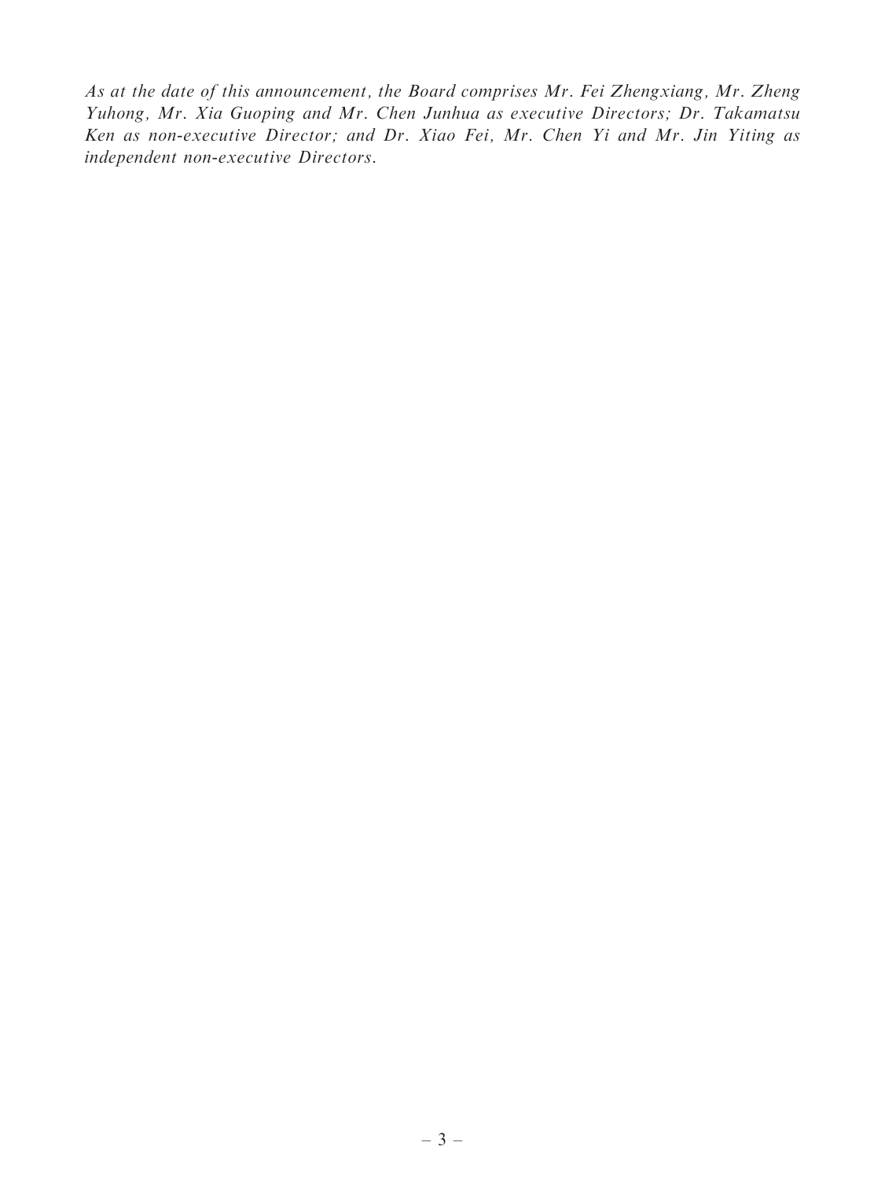*As at the date of this announcement, the Board comprises Mr. Fei Zhengxiang, Mr. Zheng Yuhong, Mr. Xia Guoping and Mr. Chen Junhua as executive Directors; Dr. Takamatsu Ken as non-executive Director; and Dr. Xiao Fei, Mr. Chen Yi and Mr. Jin Yiting as independent non-executive Directors.*